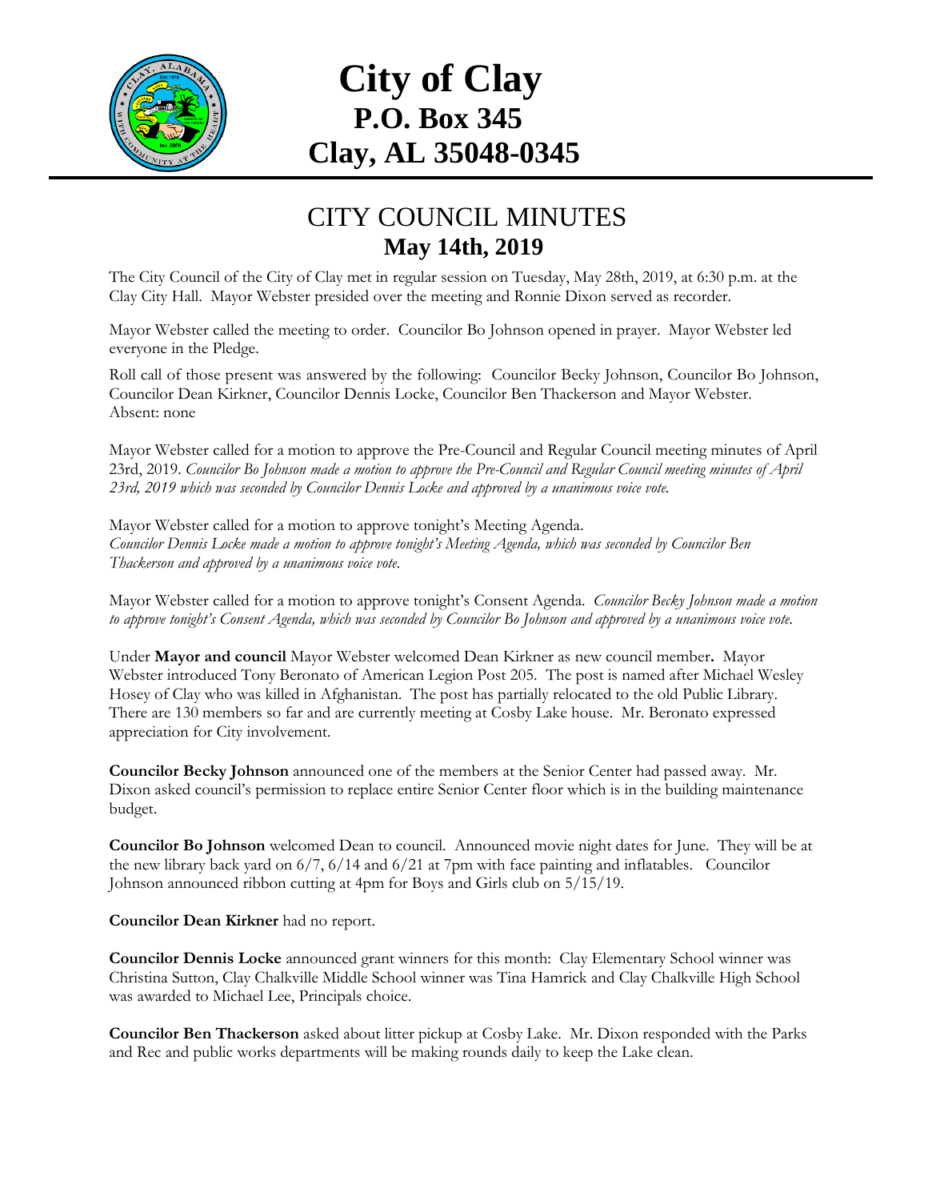# City of Clay
## P.O. Box 345
## Clay, AL 35048-0345

---

# CITY COUNCIL MINUTES
## May 14th, 2019

The City Council of the City of Clay met in regular session on Tuesday, May 28th, 2019, at 6:30 p.m. at the Clay City Hall. Mayor Webster presided over the meeting and Ronnie Dixon served as recorder.

Mayor Webster called the meeting to order. Councilor Bo Johnson opened in prayer. Mayor Webster led everyone in the Pledge.

Roll call of those present was answered by the following: Councilor Becky Johnson, Councilor Bo Johnson, Councilor Dean Kirkner, Councilor Dennis Locke, Councilor Ben Thackerson and Mayor Webster.
Absent: none

Mayor Webster called for a motion to approve the Pre-Council and Regular Council meeting minutes of April 23rd, 2019. *Councilor Bo Johnson made a motion to approve the Pre-Council and Regular Council meeting minutes of April 23rd, 2019 which was seconded by Councilor Dennis Locke and approved by a unanimous voice vote.*

Mayor Webster called for a motion to approve tonight's Meeting Agenda.
*Councilor Dennis Locke made a motion to approve tonight's Meeting Agenda, which was seconded by Councilor Ben Thackerson and approved by a unanimous voice vote.*

Mayor Webster called for a motion to approve tonight's Consent Agenda. *Councilor Becky Johnson made a motion to approve tonight's Consent Agenda, which was seconded by Councilor Bo Johnson and approved by a unanimous voice vote.*

Under **Mayor and council** Mayor Webster welcomed Dean Kirkner as new council member**.** Mayor Webster introduced Tony Beronato of American Legion Post 205. The post is named after Michael Wesley Hosey of Clay who was killed in Afghanistan. The post has partially relocated to the old Public Library. There are 130 members so far and are currently meeting at Cosby Lake house. Mr. Beronato expressed appreciation for City involvement.

**Councilor Becky Johnson** announced one of the members at the Senior Center had passed away. Mr. Dixon asked council's permission to replace entire Senior Center floor which is in the building maintenance budget.

**Councilor Bo Johnson** welcomed Dean to council. Announced movie night dates for June. They will be at the new library back yard on 6/7, 6/14 and 6/21 at 7pm with face painting and inflatables. Councilor Johnson announced ribbon cutting at 4pm for Boys and Girls club on 5/15/19.

**Councilor Dean Kirkner** had no report.

**Councilor Dennis Locke** announced grant winners for this month: Clay Elementary School winner was Christina Sutton, Clay Chalkville Middle School winner was Tina Hamrick and Clay Chalkville High School was awarded to Michael Lee, Principals choice.

**Councilor Ben Thackerson** asked about litter pickup at Cosby Lake. Mr. Dixon responded with the Parks and Rec and public works departments will be making rounds daily to keep the Lake clean.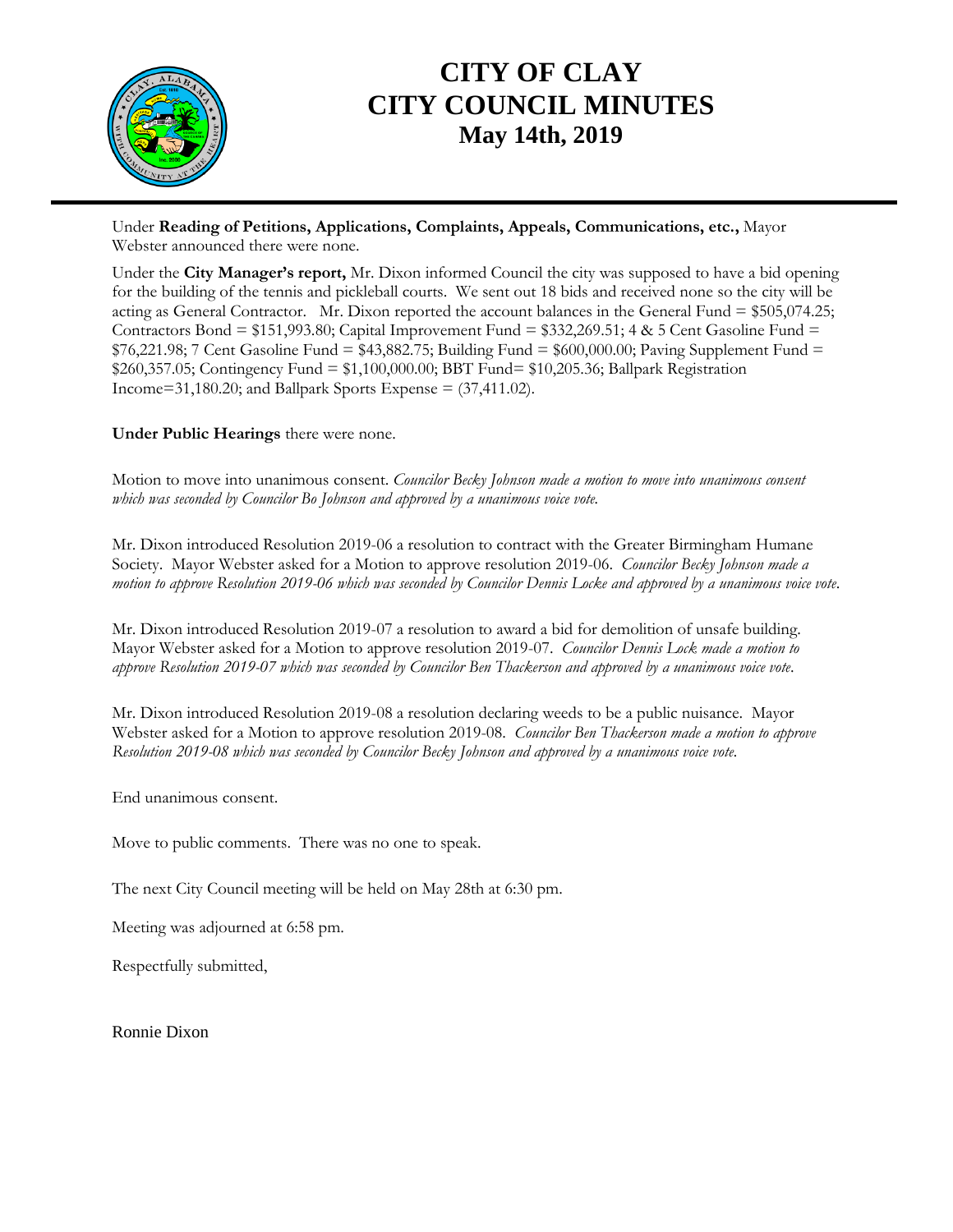# CITY OF CLAY
# CITY COUNCIL MINUTES
## May 14th, 2019

Under **Reading of Petitions, Applications, Complaints, Appeals, Communications, etc.,** Mayor Webster announced there were none.

Under the **City Manager's report,** Mr. Dixon informed Council the city was supposed to have a bid opening for the building of the tennis and pickleball courts. We sent out 18 bids and received none so the city will be acting as General Contractor. Mr. Dixon reported the account balances in the General Fund = $505,074.25; Contractors Bond = $151,993.80; Capital Improvement Fund = $332,269.51; 4 & 5 Cent Gasoline Fund = $76,221.98; 7 Cent Gasoline Fund = $43,882.75; Building Fund = $600,000.00; Paving Supplement Fund = $260,357.05; Contingency Fund = $1,100,000.00; BBT Fund= $10,205.36; Ballpark Registration Income=31,180.20; and Ballpark Sports Expense = (37,411.02).

**Under Public Hearings** there were none.

Motion to move into unanimous consent. *Councilor Becky Johnson made a motion to move into unanimous consent which was seconded by Councilor Bo Johnson and approved by a unanimous voice vote.*

Mr. Dixon introduced Resolution 2019-06 a resolution to contract with the Greater Birmingham Humane Society. Mayor Webster asked for a Motion to approve resolution 2019-06. *Councilor Becky Johnson made a motion to approve Resolution 2019-06 which was seconded by Councilor Dennis Locke and approved by a unanimous voice vote.*

Mr. Dixon introduced Resolution 2019-07 a resolution to award a bid for demolition of unsafe building. Mayor Webster asked for a Motion to approve resolution 2019-07. *Councilor Dennis Lock made a motion to approve Resolution 2019-07 which was seconded by Councilor Ben Thackerson and approved by a unanimous voice vote.*

Mr. Dixon introduced Resolution 2019-08 a resolution declaring weeds to be a public nuisance. Mayor Webster asked for a Motion to approve resolution 2019-08. *Councilor Ben Thackerson made a motion to approve Resolution 2019-08 which was seconded by Councilor Becky Johnson and approved by a unanimous voice vote.*

End unanimous consent.

Move to public comments. There was no one to speak.

The next City Council meeting will be held on May 28th at 6:30 pm.

Meeting was adjourned at 6:58 pm.

Respectfully submitted,

Ronnie Dixon